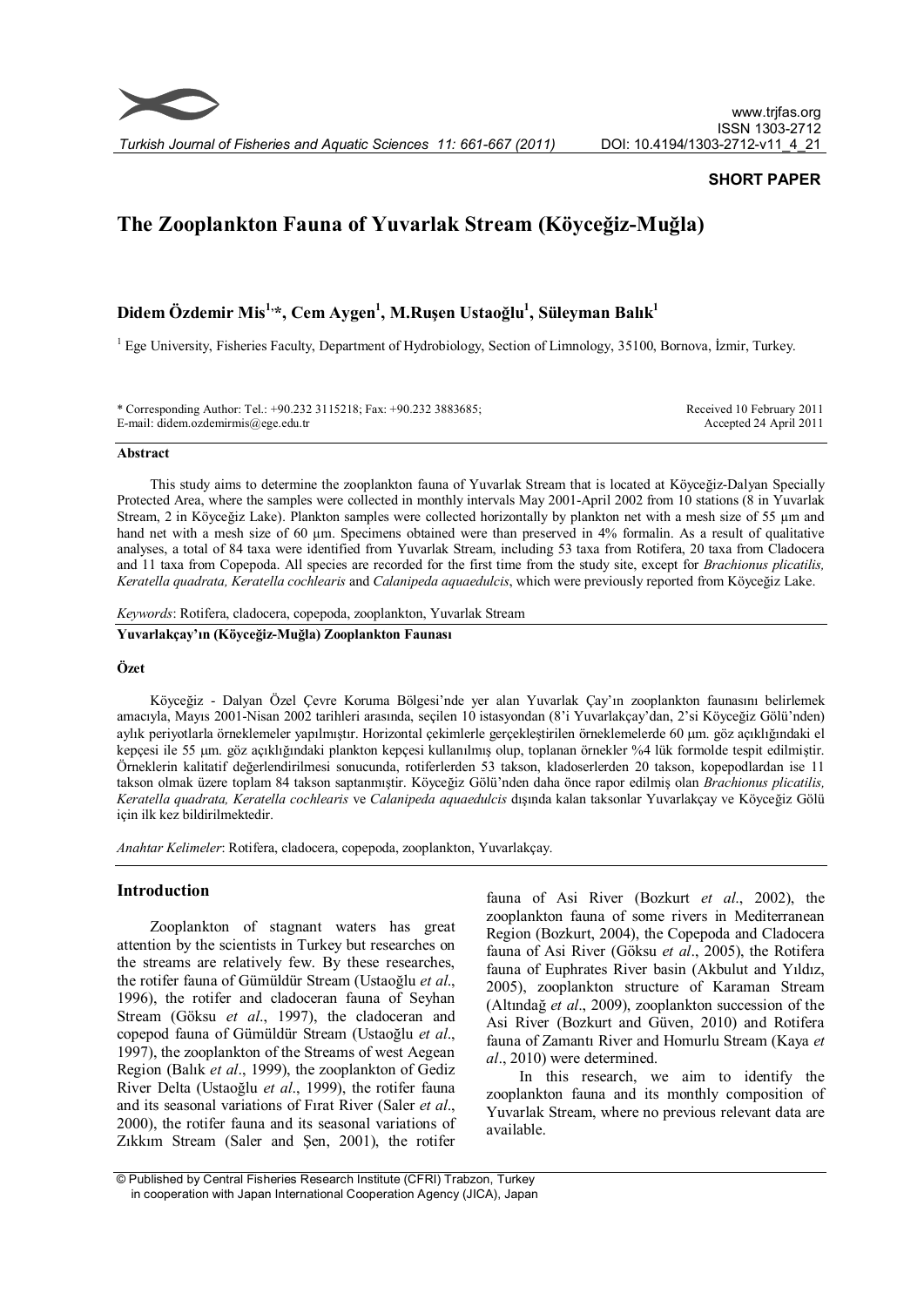**SHORT PAPER**

# The Zooplankton Fauna of Yuvarlak Stream (Köyceğiz-Muğla)

**Didem Özdemir Mis[1,*], Cem Aygen[1], M.Ruşen Ustaoğlu[1], Süleyman Balık[1]**

[1] Ege University, Fisheries Faculty, Department of Hydrobiology, Section of Limnology, 35100, Bornova, İzmir, Turkey.

\* Corresponding Author: Tel.: +90.232 3115218; Fax: +90.232 3883685;
E-mail: didem.ozdemirmis@ege.edu.tr

Received 10 February 2011
Accepted 24 April 2011

## Abstract

This study aims to determine the zooplankton fauna of Yuvarlak Stream that is located at Köyceğiz-Dalyan Specially Protected Area, where the samples were collected in monthly intervals May 2001-April 2002 from 10 stations (8 in Yuvarlak Stream, 2 in Köyceğiz Lake). Plankton samples were collected horizontally by plankton net with a mesh size of 55 µm and hand net with a mesh size of 60 µm. Specimens obtained were than preserved in 4% formalin. As a result of qualitative analyses, a total of 84 taxa were identified from Yuvarlak Stream, including 53 taxa from Rotifera, 20 taxa from Cladocera and 11 taxa from Copepoda. All species are recorded for the first time from the study site, except for *Brachionus plicatilis, Keratella quadrata, Keratella cochlearis* and *Calanipeda aquaedulcis*, which were previously reported from Köyceğiz Lake.

*Keywords*: Rotifera, cladocera, copepoda, zooplankton, Yuvarlak Stream

**Yuvarlakçay'ın (Köyceğiz-Muğla) Zooplankton Faunası**

## Özet

Köyceğiz - Dalyan Özel Çevre Koruma Bölgesi'nde yer alan Yuvarlak Çay'ın zooplankton faunasını belirlemek amacıyla, Mayıs 2001-Nisan 2002 tarihleri arasında, seçilen 10 istasyondan (8'i Yuvarlakçay'dan, 2'si Köyceğiz Gölü'nden) aylık periyotlarla örneklemeler yapılmıştır. Horizontal çekimlerle gerçekleştirilen örneklemelerde 60 µm. göz açıklığındaki el kepçesi ile 55 µm. göz açıklığındaki plankton kepçesi kullanılmış olup, toplanan örnekler %4 lük formolde tespit edilmiştir. Örneklerin kalitatif değerlendirilmesi sonucunda, rotiferlerden 53 takson, kladoserlerden 20 takson, kopepodlardan ise 11 takson olmak üzere toplam 84 takson saptanmıştır. Köyceğiz Gölü'nden daha önce rapor edilmiş olan *Brachionus plicatilis, Keratella quadrata, Keratella cochlearis* ve *Calanipeda aquaedulcis* dışında kalan taksonlar Yuvarlakçay ve Köyceğiz Gölü için ilk kez bildirilmektedir.

*Anahtar Kelimeler*: Rotifera, cladocera, copepoda, zooplankton, Yuvarlakçay.

## Introduction

Zooplankton of stagnant waters has great attention by the scientists in Turkey but researches on the streams are relatively few. By these researches, the rotifer fauna of Gümüldür Stream (Ustaoğlu *et al*., 1996), the rotifer and cladoceran fauna of Seyhan Stream (Göksu *et al*., 1997), the cladoceran and copepod fauna of Gümüldür Stream (Ustaoğlu *et al*., 1997), the zooplankton of the Streams of west Aegean Region (Balık *et al*., 1999), the zooplankton of Gediz River Delta (Ustaoğlu *et al*., 1999), the rotifer fauna and its seasonal variations of Fırat River (Saler *et al*., 2000), the rotifer fauna and its seasonal variations of Zıkkım Stream (Saler and Şen, 2001), the rotifer fauna of Asi River (Bozkurt *et al*., 2002), the zooplankton fauna of some rivers in Mediterranean Region (Bozkurt, 2004), the Copepoda and Cladocera fauna of Asi River (Göksu *et al*., 2005), the Rotifera fauna of Euphrates River basin (Akbulut and Yıldız, 2005), zooplankton structure of Karaman Stream (Altındağ *et al*., 2009), zooplankton succession of the Asi River (Bozkurt and Güven, 2010) and Rotifera fauna of Zamantı River and Homurlu Stream (Kaya *et al*., 2010) were determined.

In this research, we aim to identify the zooplankton fauna and its monthly composition of Yuvarlak Stream, where no previous relevant data are available.

© Published by Central Fisheries Research Institute (CFRI) Trabzon, Turkey
in cooperation with Japan International Cooperation Agency (JICA), Japan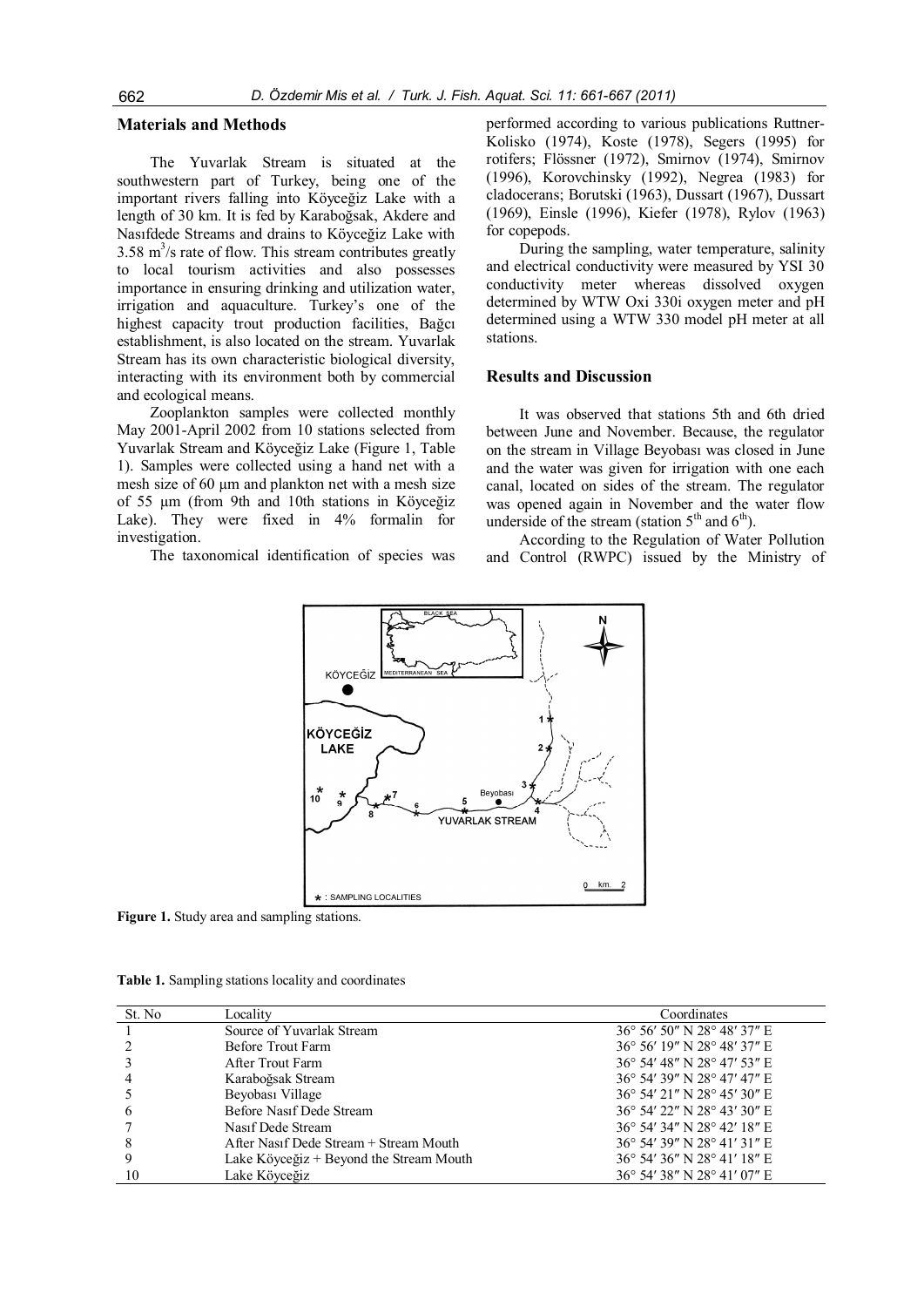## Materials and Methods

The Yuvarlak Stream is situated at the southwestern part of Turkey, being one of the important rivers falling into Köyceğiz Lake with a length of 30 km. It is fed by Karaboğsak, Akdere and Nasıfdede Streams and drains to Köyceğiz Lake with 3.58 $m^3$/s rate of flow. This stream contributes greatly to local tourism activities and also possesses importance in ensuring drinking and utilization water, irrigation and aquaculture. Turkey's one of the highest capacity trout production facilities, Bağcı establishment, is also located on the stream. Yuvarlak Stream has its own characteristic biological diversity, interacting with its environment both by commercial and ecological means.

Zooplankton samples were collected monthly May 2001-April 2002 from 10 stations selected from Yuvarlak Stream and Köyceğiz Lake (Figure 1, Table 1). Samples were collected using a hand net with a mesh size of 60 µm and plankton net with a mesh size of 55 µm (from 9th and 10th stations in Köyceğiz Lake). They were fixed in 4% formalin for investigation.

The taxonomical identification of species was performed according to various publications Ruttner-Kolisko (1974), Koste (1978), Segers (1995) for rotifers; Flössner (1972), Smirnov (1974), Smirnov (1996), Korovchinsky (1992), Negrea (1983) for cladocerans; Borutski (1963), Dussart (1967), Dussart (1969), Einsle (1996), Kiefer (1978), Rylov (1963) for copepods.

During the sampling, water temperature, salinity and electrical conductivity were measured by YSI 30 conductivity meter whereas dissolved oxygen determined by WTW Oxi 330i oxygen meter and pH determined using a WTW 330 model pH meter at all stations.

## Results and Discussion

It was observed that stations 5th and 6th dried between June and November. Because, the regulator on the stream in Village Beyobası was closed in June and the water was given for irrigation with one each canal, located on sides of the stream. The regulator was opened again in November and the water flow underside of the stream (station 5th and 6th).

According to the Regulation of Water Pollution and Control (RWPC) issued by the Ministry of

**Figure 1.** Study area and sampling stations.

**Table 1.** Sampling stations locality and coordinates

| St. No | Locality | Coordinates |
|---|---|---|
| 1 | Source of Yuvarlak Stream | 36° 56′ 50″ N 28° 48′ 37″ E |
| 2 | Before Trout Farm | 36° 56′ 19″ N 28° 48′ 37″ E |
| 3 | After Trout Farm | 36° 54′ 48″ N 28° 47′ 53″ E |
| 4 | Karaboğsak Stream | 36° 54′ 39″ N 28° 47′ 47″ E |
| 5 | Beyobası Village | 36° 54′ 21″ N 28° 45′ 30″ E |
| 6 | Before Nasıf Dede Stream | 36° 54′ 22″ N 28° 43′ 30″ E |
| 7 | Nasıf Dede Stream | 36° 54′ 34″ N 28° 42′ 18″ E |
| 8 | After Nasıf Dede Stream + Stream Mouth | 36° 54′ 39″ N 28° 41′ 31″ E |
| 9 | Lake Köyceğiz + Beyond the Stream Mouth | 36° 54′ 36″ N 28° 41′ 18″ E |
| 10 | Lake Köyceğiz | 36° 54′ 38″ N 28° 41′ 07″ E |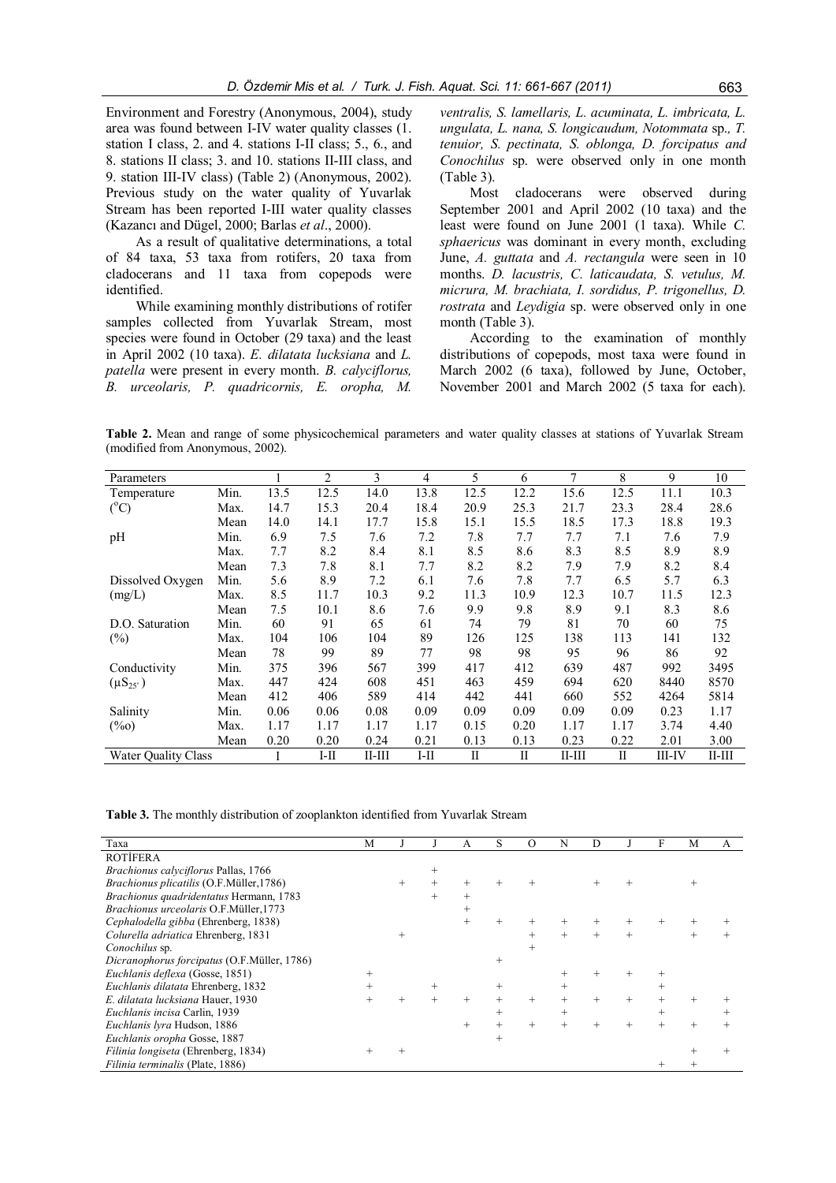Environment and Forestry (Anonymous, 2004), study area was found between I-IV water quality classes (1. station I class, 2. and 4. stations I-II class; 5., 6., and 8. stations II class; 3. and 10. stations II-III class, and 9. station III-IV class) (Table 2) (Anonymous, 2002). Previous study on the water quality of Yuvarlak Stream has been reported I-III water quality classes (Kazancı and Dügel, 2000; Barlas *et al*., 2000).

As a result of qualitative determinations, a total of 84 taxa, 53 taxa from rotifers, 20 taxa from cladocerans and 11 taxa from copepods were identified.

While examining monthly distributions of rotifer samples collected from Yuvarlak Stream, most species were found in October (29 taxa) and the least in April 2002 (10 taxa). *E. dilatata lucksiana* and *L. patella* were present in every month. *B. calyciflorus, B. urceolaris, P. quadricornis, E. oropha, M. ventralis, S. lamellaris, L. acuminata, L. imbricata, L. ungulata, L. nana, S. longicaudum, Notommata* sp.*, T. tenuior, S. pectinata, S. oblonga, D. forcipatus and Conochilus* sp. were observed only in one month (Table 3).

Most cladocerans were observed during September 2001 and April 2002 (10 taxa) and the least were found on June 2001 (1 taxa). While *C. sphaericus* was dominant in every month, excluding June, *A. guttata* and *A. rectangula* were seen in 10 months. *D. lacustris, C. laticaudata, S. vetulus, M. micrura, M. brachiata, I. sordidus, P. trigonellus, D. rostrata* and *Leydigia* sp. were observed only in one month (Table 3).

According to the examination of monthly distributions of copepods, most taxa were found in March 2002 (6 taxa), followed by June, October, November 2001 and March 2002 (5 taxa for each).

**Table 2.** Mean and range of some physicochemical parameters and water quality classes at stations of Yuvarlak Stream (modified from Anonymous, 2002).

| Parameters | | 1 | 2 | 3 | 4 | 5 | 6 | 7 | 8 | 9 | 10 |
|---|---|---|---|---|---|---|---|---|---|---|---|
| Temperature | Min. | 13.5 | 12.5 | 14.0 | 13.8 | 12.5 | 12.2 | 15.6 | 12.5 | 11.1 | 10.3 |
| ($^oC$) | Max. | 14.7 | 15.3 | 20.4 | 18.4 | 20.9 | 25.3 | 21.7 | 23.3 | 28.4 | 28.6 |
| | Mean | 14.0 | 14.1 | 17.7 | 15.8 | 15.1 | 15.5 | 18.5 | 17.3 | 18.8 | 19.3 |
| pH | Min. | 6.9 | 7.5 | 7.6 | 7.2 | 7.8 | 7.7 | 7.7 | 7.1 | 7.6 | 7.9 |
| | Max. | 7.7 | 8.2 | 8.4 | 8.1 | 8.5 | 8.6 | 8.3 | 8.5 | 8.9 | 8.9 |
| | Mean | 7.3 | 7.8 | 8.1 | 7.7 | 8.2 | 8.2 | 7.9 | 7.9 | 8.2 | 8.4 |
| Dissolved Oxygen | Min. | 5.6 | 8.9 | 7.2 | 6.1 | 7.6 | 7.8 | 7.7 | 6.5 | 5.7 | 6.3 |
| (mg/L) | Max. | 8.5 | 11.7 | 10.3 | 9.2 | 11.3 | 10.9 | 12.3 | 10.7 | 11.5 | 12.3 |
| | Mean | 7.5 | 10.1 | 8.6 | 7.6 | 9.9 | 9.8 | 8.9 | 9.1 | 8.3 | 8.6 |
| D.O. Saturation | Min. | 60 | 91 | 65 | 61 | 74 | 79 | 81 | 70 | 60 | 75 |
| (%) | Max. | 104 | 106 | 104 | 89 | 126 | 125 | 138 | 113 | 141 | 132 |
| | Mean | 78 | 99 | 89 | 77 | 98 | 98 | 95 | 96 | 86 | 92 |
| Conductivity | Min. | 375 | 396 | 567 | 399 | 417 | 412 | 639 | 487 | 992 | 3495 |
| ($\mu S_{25^\circ}$) | Max. | 447 | 424 | 608 | 451 | 463 | 459 | 694 | 620 | 8440 | 8570 |
| | Mean | 412 | 406 | 589 | 414 | 442 | 441 | 660 | 552 | 4264 | 5814 |
| Salinity | Min. | 0.06 | 0.06 | 0.08 | 0.09 | 0.09 | 0.09 | 0.09 | 0.09 | 0.23 | 1.17 |
| (‰) | Max. | 1.17 | 1.17 | 1.17 | 1.17 | 0.15 | 0.20 | 1.17 | 1.17 | 3.74 | 4.40 |
| | Mean | 0.20 | 0.20 | 0.24 | 0.21 | 0.13 | 0.13 | 0.23 | 0.22 | 2.01 | 3.00 |
| Water Quality Class | | I | I-II | II-III | I-II | II | II | II-III | II | III-IV | II-III |

**Table 3.** The monthly distribution of zooplankton identified from Yuvarlak Stream

| Taxa | M | J | J | A | S | O | N | D | J | F | M | A |
|---|---|---|---|---|---|---|---|---|---|---|---|---|
| ROTİFERA | | | | | | | | | | | | |
| *Brachionus calyciflorus* Pallas, 1766 | | | + | | | | | | | | | |
| *Brachionus plicatilis* (O.F.Müller,1786) | | + | + | + | + | + | | + | + | | + | |
| *Brachionus quadridentatus* Hermann, 1783 | | | + | + | | | | | | | | |
| *Brachionus urceolaris* O.F.Müller,1773 | | | | + | | | | | | | | |
| *Cephalodella gibba* (Ehrenberg, 1838) | | | | + | + | + | + | + | + | + | + | + |
| *Colurella adriatica* Ehrenberg, 1831 | | + | | | | + | + | + | + | | + | + |
| *Conochilus* sp. | | | | | | + | | | | | | |
| *Dicranophorus forcipatus* (O.F.Müller, 1786) | | | | | + | | | | | | | |
| *Euchlanis deflexa* (Gosse, 1851) | + | | | | | | + | + | + | + | | |
| *Euchlanis dilatata* Ehrenberg, 1832 | + | | + | | + | | + | | | + | | |
| *E. dilatata lucksiana* Hauer, 1930 | + | + | + | + | + | + | + | + | + | + | + | + |
| *Euchlanis incisa* Carlin, 1939 | | | | | + | | + | | | + | | + |
| *Euchlanis lyra* Hudson, 1886 | | | | + | + | + | + | + | + | + | + | + |
| *Euchlanis oropha* Gosse, 1887 | | | | | + | | | | | | | |
| *Filinia longiseta* (Ehrenberg, 1834) | + | + | | | | | | | | | + | + |
| *Filinia terminalis* (Plate, 1886) | | | | | | | | | | + | + | |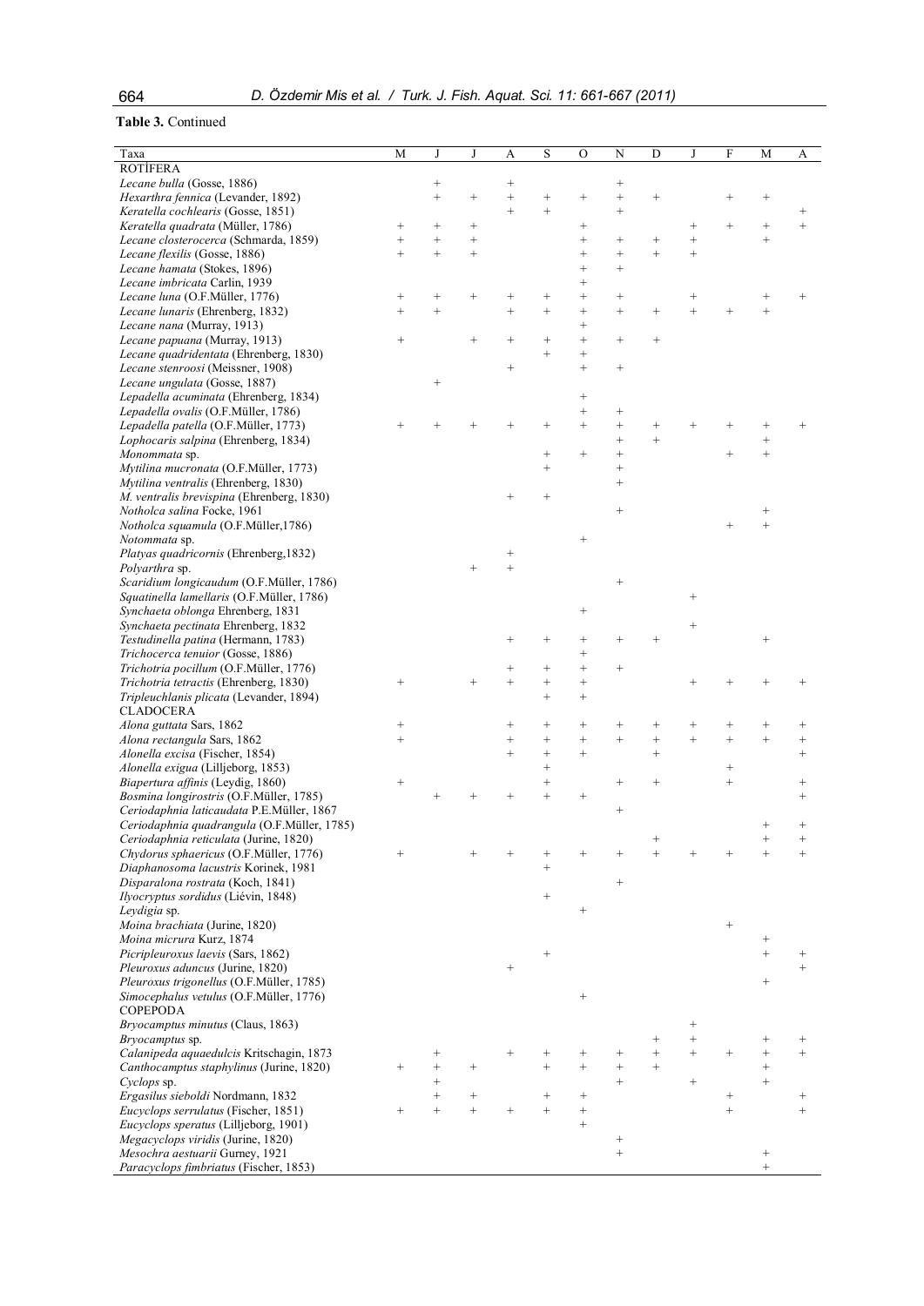**Table 3.** Continued

| Taxa | M | J | J | A | S | O | N | D | J | F | M | A |
|---|---|---|---|---|---|---|---|---|---|---|---|---|
| ROTİFERA | | | | | | | | | | | | |
| *Lecane bulla* (Gosse, 1886) | | + | | + | | | + | | | | | |
| *Hexarthra fennica* (Levander, 1892) | | + | + | + | + | + | + | + | | + | + | |
| *Keratella cochlearis* (Gosse, 1851) | | | | + | + | | + | | | | | + |
| *Keratella quadrata* (Müller, 1786) | + | + | + | | | + | | | + | + | + | + |
| *Lecane closterocerca* (Schmarda, 1859) | + | + | + | | | + | + | + | + | | + | |
| *Lecane flexilis* (Gosse, 1886) | + | + | + | | | + | + | + | + | | | |
| *Lecane hamata* (Stokes, 1896) | | | | | | + | + | | | | | |
| *Lecane imbricata* Carlin, 1939 | | | | | | + | | | | | | |
| *Lecane luna* (O.F.Müller, 1776) | + | + | + | + | + | + | + | | + | | + | + |
| *Lecane lunaris* (Ehrenberg, 1832) | + | + | | + | + | + | + | + | + | + | + | |
| *Lecane nana* (Murray, 1913) | | | | | | + | | | | | | |
| *Lecane papuana* (Murray, 1913) | + | | + | + | + | + | + | + | | | | |
| *Lecane quadridentata* (Ehrenberg, 1830) | | | | | + | + | | | | | | |
| *Lecane stenroosi* (Meissner, 1908) | | | | + | | + | + | | | | | |
| *Lecane ungulata* (Gosse, 1887) | | + | | | | | | | | | | |
| *Lepadella acuminata* (Ehrenberg, 1834) | | | | | | + | | | | | | |
| *Lepadella ovalis* (O.F.Müller, 1786) | | | | | | + | + | | | | | |
| *Lepadella patella* (O.F.Müller, 1773) | + | + | + | + | + | + | + | + | + | + | + | + |
| *Lophocaris salpina* (Ehrenberg, 1834) | | | | | | | + | + | | | + | |
| *Monommata* sp. | | | | | + | + | + | | | + | + | |
| *Mytilina mucronata* (O.F.Müller, 1773) | | | | | + | | + | | | | | |
| *Mytilina ventralis* (Ehrenberg, 1830) | | | | | | | + | | | | | |
| *M. ventralis brevispina* (Ehrenberg, 1830) | | | | + | + | | | | | | | |
| *Notholca salina* Focke, 1961 | | | | | | | + | | | | + | |
| *Notholca squamula* (O.F.Müller,1786) | | | | | | | | | | + | + | |
| *Notommata* sp. | | | | | | + | | | | | | |
| *Platyas quadricornis* (Ehrenberg,1832) | | | | + | | | | | | | | |
| *Polyarthra* sp. | | | + | + | | | | | | | | |
| *Scaridium longicaudum* (O.F.Müller, 1786) | | | | | | | + | | | | | |
| *Squatinella lamellaris* (O.F.Müller, 1786) | | | | | | | | | + | | | |
| *Synchaeta oblonga* Ehrenberg, 1831 | | | | | | + | | | | | | |
| *Synchaeta pectinata* Ehrenberg, 1832 | | | | | | | | | + | | | |
| *Testudinella patina* (Hermann, 1783) | | | | + | + | + | + | + | | | + | |
| *Trichocerca tenuior* (Gosse, 1886) | | | | | | + | | | | | | |
| *Trichotria pocillum* (O.F.Müller, 1776) | | | | + | + | + | + | | | | | |
| *Trichotria tetractis* (Ehrenberg, 1830) | + | | + | + | + | + | | | + | + | + | + |
| *Tripleuchlanis plicata* (Levander, 1894) | | | | | + | + | | | | | | |
| CLADOCERA | | | | | | | | | | | | |
| *Alona guttata* Sars, 1862 | + | | | + | + | + | + | + | + | + | + | + |
| *Alona rectangula* Sars, 1862 | + | | | + | + | + | + | + | + | + | + | + |
| *Alonella excisa* (Fischer, 1854) | | | | + | + | + | | + | | | | + |
| *Alonella exigua* (Lilljeborg, 1853) | | | | | + | | | | | + | | |
| *Biapertura affinis* (Leydig, 1860) | + | | | | + | | + | + | | + | | + |
| *Bosmina longirostris* (O.F.Müller, 1785) | | + | + | + | + | + | | | | | | + |
| *Ceriodaphnia laticaudata* P.E.Müller, 1867 | | | | | | | + | | | | | |
| *Ceriodaphnia quadrangula* (O.F.Müller, 1785) | | | | | | | | | | | + | + |
| *Ceriodaphnia reticulata* (Jurine, 1820) | | | | | | | | + | | | + | + |
| *Chydorus sphaericus* (O.F.Müller, 1776) | + | | + | + | + | + | + | + | + | + | + | + |
| *Diaphanosoma lacustris* Korinek, 1981 | | | | | + | | | | | | | |
| *Disparalona rostrata* (Koch, 1841) | | | | | | | + | | | | | |
| *Ilyocryptus sordidus* (Liévin, 1848) | | | | | + | | | | | | | |
| *Leydigia* sp. | | | | | | + | | | | | | |
| *Moina brachiata* (Jurine, 1820) | | | | | | | | | | + | | |
| *Moina micrura* Kurz, 1874 | | | | | | | | | | | + | |
| *Picripleuroxus laevis* (Sars, 1862) | | | | | + | | | | | | + | + |
| *Pleuroxus aduncus* (Jurine, 1820) | | | | + | | | | | | | | + |
| *Pleuroxus trigonellus* (O.F.Müller, 1785) | | | | | | | | | | | + | |
| *Simocephalus vetulus* (O.F.Müller, 1776) | | | | | | + | | | | | | |
| COPEPODA | | | | | | | | | | | | |
| *Bryocamptus minutus* (Claus, 1863) | | | | | | | | | + | | | |
| *Bryocamptus* sp. | | | | | | | | + | + | | + | + |
| *Calanipeda aquaedulcis* Kritschagin, 1873 | | + | | + | + | + | + | + | + | + | + | + |
| *Canthocamptus staphylinus* (Jurine, 1820) | + | + | + | | + | + | + | + | | | + | |
| *Cyclops* sp. | | + | | | | | + | | + | | + | |
| *Ergasilus sieboldi* Nordmann, 1832 | | + | + | | + | + | | | | + | | + |
| *Eucyclops serrulatus* (Fischer, 1851) | + | + | + | + | + | + | | | | + | | + |
| *Eucyclops speratus* (Lilljeborg, 1901) | | | | | | + | | | | | | |
| *Megacyclops viridis* (Jurine, 1820) | | | | | | | + | | | | | |
| *Mesochra aestuarii* Gurney, 1921 | | | | | | | + | | | | + | |
| *Paracyclops fimbriatus* (Fischer, 1853) | | | | | | | | | | | + | |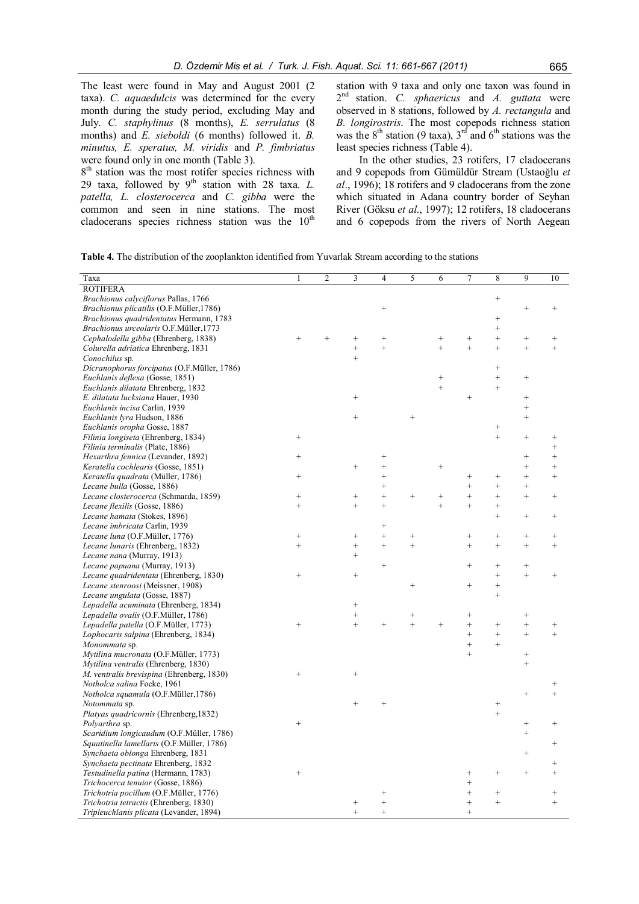The least were found in May and August 2001 (2 taxa). *C. aquaedulcis* was determined for the every month during the study period, excluding May and July. *C. staphylinus* (8 months), *E. serrulatus* (8 months) and *E. sieboldi* (6 months) followed it. *B. minutus, E. speratus, M. viridis* and *P. fimbriatus* were found only in one month (Table 3).

8th station was the most rotifer species richness with 29 taxa, followed by 9th station with 28 taxa. *L. patella, L. closterocerca* and *C. gibba* were the common and seen in nine stations. The most cladocerans species richness station was the 10th station with 9 taxa and only one taxon was found in 2nd station. *C. sphaericus* and *A. guttata* were observed in 8 stations, followed by *A. rectangula* and *B. longirostris*. The most copepods richness station was the 8th station (9 taxa), 3rd and 6th stations was the least species richness (Table 4).

In the other studies, 23 rotifers, 17 cladocerans and 9 copepods from Gümüldür Stream (Ustaoğlu *et al*., 1996); 18 rotifers and 9 cladocerans from the zone which situated in Adana country border of Seyhan River (Göksu *et al*., 1997); 12 rotifers, 18 cladocerans and 6 copepods from the rivers of North Aegean

**Table 4.** The distribution of the zooplankton identified from Yuvarlak Stream according to the stations

| Taxa | 1 | 2 | 3 | 4 | 5 | 6 | 7 | 8 | 9 | 10 |
|---|---|---|---|---|---|---|---|---|---|---|
| ROTIFERA | | | | | | | | | | |
| *Brachionus calyciflorus* Pallas, 1766 | | | | | | | | + | | |
| *Brachionus plicatilis* (O.F.Müller,1786) | | | | + | | | | | + | + |
| *Brachionus quadridentatus* Hermann, 1783 | | | | | | | | + | | |
| *Brachionus urceolaris* O.F.Müller,1773 | | | | | | | | + | | |
| *Cephalodella gibba* (Ehrenberg, 1838) | + | + | + | + | | + | + | + | + | + |
| *Colurella adriatica* Ehrenberg, 1831 | | | + | + | | + | + | + | + | + |
| *Conochilus* sp. | | | + | | | | | | | |
| *Dicranophorus forcipatus* (O.F.Müller, 1786) | | | | | | | | + | | |
| *Euchlanis deflexa* (Gosse, 1851) | | | | | | + | | + | + | |
| *Euchlanis dilatata* Ehrenberg, 1832 | | | | | | + | | + | | |
| *E. dilatata lucksiana* Hauer, 1930 | | | + | | | | + | | + | |
| *Euchlanis incisa* Carlin, 1939 | | | | | | | | | + | |
| *Euchlanis lyra* Hudson, 1886 | | | + | | + | | | | + | |
| *Euchlanis oropha* Gosse, 1887 | | | | | | | | + | | |
| *Filinia longiseta* (Ehrenberg, 1834) | + | | | | | | | + | + | + |
| *Filinia terminalis* (Plate, 1886) | | | | | | | | | | + |
| *Hexarthra fennica* (Levander, 1892) | + | | | + | | | | | + | + |
| *Keratella cochlearis* (Gosse, 1851) | | | + | + | | + | | | + | + |
| *Keratella quadrata* (Müller, 1786) | + | | | + | | | + | + | + | + |
| *Lecane bulla* (Gosse, 1886) | | | | + | | | + | + | + | |
| *Lecane closterocerca* (Schmarda, 1859) | + | | + | + | + | + | + | + | + | + |
| *Lecane flexilis* (Gosse, 1886) | + | | + | + | | + | + | + | | |
| *Lecane hamata* (Stokes, 1896) | | | | | | | | + | + | + |
| *Lecane imbricata* Carlin, 1939 | | | | + | | | | | | |
| *Lecane luna* (O.F.Müller, 1776) | + | | + | + | + | | + | + | + | + |
| *Lecane lunaris* (Ehrenberg, 1832) | + | | + | + | + | | + | + | + | + |
| *Lecane nana* (Murray, 1913) | | | + | | | | | | | |
| *Lecane papuana* (Murray, 1913) | | | | + | | | + | + | + | |
| *Lecane quadridentata* (Ehrenberg, 1830) | + | | + | | | | | + | + | + |
| *Lecane stenroosi* (Meissner, 1908) | | | | | + | | + | + | | |
| *Lecane ungulata* (Gosse, 1887) | | | | | | | | + | | |
| *Lepadella acuminata* (Ehrenberg, 1834) | | | + | | | | | | | |
| *Lepadella ovalis* (O.F.Müller, 1786) | | | + | | + | | + | | + | |
| *Lepadella patella* (O.F.Müller, 1773) | + | | + | + | + | + | + | + | + | + |
| *Lophocaris salpina* (Ehrenberg, 1834) | | | | | | | + | + | + | + |
| *Monommata* sp. | | | | | | | + | + | | |
| *Mytilina mucronata* (O.F.Müller, 1773) | | | | | | | + | | + | |
| *Mytilina ventralis* (Ehrenberg, 1830) | | | | | | | | | + | |
| *M. ventralis brevispina* (Ehrenberg, 1830) | + | | + | | | | | | | |
| *Notholca salina* Focke, 1961 | | | | | | | | | | + |
| *Notholca squamula* (O.F.Müller,1786) | | | | | | | | | + | + |
| *Notommata* sp. | | | + | + | | | | + | | |
| *Platyas quadricornis* (Ehrenberg,1832) | | | | | | | | + | | |
| *Polyarthra* sp. | + | | | | | | | | + | + |
| *Scaridium longicaudum* (O.F.Müller, 1786) | | | | | | | | | + | |
| *Squatinella lamellaris* (O.F.Müller, 1786) | | | | | | | | | | + |
| *Synchaeta oblonga* Ehrenberg, 1831 | | | | | | | | | + | |
| *Synchaeta pectinata* Ehrenberg, 1832 | | | | | | | | | | + |
| *Testudinella patina* (Hermann, 1783) | + | | | | | | + | + | + | + |
| *Trichocerca tenuior* (Gosse, 1886) | | | | | | | + | | | |
| *Trichotria pocillum* (O.F.Müller, 1776) | | | | + | | | + | + | | + |
| *Trichotria tetractis* (Ehrenberg, 1830) | | | + | + | | | + | + | | + |
| *Tripleuchlanis plicata* (Levander, 1894) | | | + | + | | | + | | | |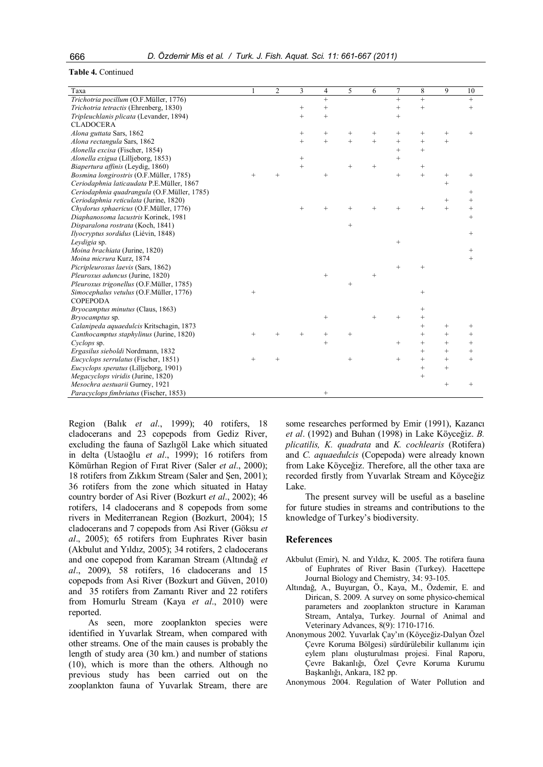**Table 4.** Continued

| Taxa | 1 | 2 | 3 | 4 | 5 | 6 | 7 | 8 | 9 | 10 |
|---|---|---|---|---|---|---|---|---|---|---|
| *Trichotria pocillum* (O.F.Müller, 1776) | | | | + | | | + | + | | + |
| *Trichotria tetractis* (Ehrenberg, 1830) | | | + | + | | | + | + | | + |
| *Tripleuchlanis plicata* (Levander, 1894) | | | + | + | | | + | | | |
| CLADOCERA | | | | | | | | | | |
| *Alona guttata* Sars, 1862 | | | + | + | + | + | + | + | + | + |
| *Alona rectangula* Sars, 1862 | | | + | + | + | + | + | + | + | |
| *Alonella excisa* (Fischer, 1854) | | | | | | | + | + | | |
| *Alonella exigua* (Lilljeborg, 1853) | | | + | | | | + | | | |
| *Biapertura affinis* (Leydig, 1860) | | | + | | + | + | | + | | |
| *Bosmina longirostris* (O.F.Müller, 1785) | + | + | | + | | | + | + | + | + |
| *Ceriodaphnia laticaudata* P.E.Müller, 1867 | | | | | | | | | + | |
| *Ceriodaphnia quadrangula* (O.F.Müller, 1785) | | | | | | | | | | + |
| *Ceriodaphnia reticulata* (Jurine, 1820) | | | | | | | | | + | + |
| *Chydorus sphaericus* (O.F.Müller, 1776) | | | + | + | + | + | + | + | + | + |
| *Diaphanosoma lacustris* Korinek, 1981 | | | | | | | | | | + |
| *Disparalona rostrata* (Koch, 1841) | | | | | + | | | | | |
| *Ilyocryptus sordidus* (Liévin, 1848) | | | | | | | | | | + |
| *Leydigia* sp. | | | | | | | + | | | |
| *Moina brachiata* (Jurine, 1820) | | | | | | | | | | + |
| *Moina micrura* Kurz, 1874 | | | | | | | | | | + |
| *Picripleuroxus laevis* (Sars, 1862) | | | | | | | + | + | | |
| *Pleuroxus aduncus* (Jurine, 1820) | | | | + | | + | | | | |
| *Pleuroxus trigonellus* (O.F.Müller, 1785) | | | | | + | | | | | |
| *Simocephalus vetulus* (O.F.Müller, 1776) | + | | | | | | | + | | |
| COPEPODA | | | | | | | | | | |
| *Bryocamptus minutus* (Claus, 1863) | | | | | | | | + | | |
| *Bryocamptus* sp. | | | | + | | + | + | + | | |
| *Calanipeda aquaedulcis* Kritschagin, 1873 | | | | | | | | + | + | + |
| *Canthocamptus staphylinus* (Jurine, 1820) | + | + | + | + | + | | | + | + | + |
| *Cyclops* sp. | | | | + | | | + | + | + | + |
| *Ergasilus sieboldi* Nordmann, 1832 | | | | | | | | + | + | + |
| *Eucyclops serrulatus* (Fischer, 1851) | + | + | | | + | | + | + | + | + |
| *Eucyclops speratus* (Lilljeborg, 1901) | | | | | | | | + | + | |
| *Megacyclops viridis* (Jurine, 1820) | | | | | | | | + | | |
| *Mesochra aestuarii* Gurney, 1921 | | | | | | | | | + | + |
| *Paracyclops fimbriatus* (Fischer, 1853) | | | | + | | | | | | |

Region (Balık *et al*., 1999); 40 rotifers, 18 cladocerans and 23 copepods from Gediz River, excluding the fauna of Sazlıgöl Lake which situated in delta (Ustaoğlu *et al*., 1999); 16 rotifers from Kömürhan Region of Fırat River (Saler *et al*., 2000); 18 rotifers from Zıkkım Stream (Saler and Şen, 2001); 36 rotifers from the zone which situated in Hatay country border of Asi River (Bozkurt *et al*., 2002); 46 rotifers, 14 cladocerans and 8 copepods from some rivers in Mediterranean Region (Bozkurt, 2004); 15 cladocerans and 7 copepods from Asi River (Göksu *et al*., 2005); 65 rotifers from Euphrates River basin (Akbulut and Yıldız, 2005); 34 rotifers, 2 cladocerans and one copepod from Karaman Stream (Altındağ *et al*., 2009), 58 rotifers, 16 cladocerans and 15 copepods from Asi River (Bozkurt and Güven, 2010) and 35 rotifers from Zamantı River and 22 rotifers from Homurlu Stream (Kaya *et al*., 2010) were reported.

As seen, more zooplankton species were identified in Yuvarlak Stream, when compared with other streams. One of the main causes is probably the length of study area (30 km.) and number of stations (10), which is more than the others. Although no previous study has been carried out on the zooplankton fauna of Yuvarlak Stream, there are some researches performed by Emir (1991), Kazancı *et al*. (1992) and Buhan (1998) in Lake Köyceğiz. *B. plicatilis, K. quadrata* and *K. cochlearis* (Rotifera) and *C. aquaedulcis* (Copepoda) were already known from Lake Köyceğiz. Therefore, all the other taxa are recorded firstly from Yuvarlak Stream and Köyceğiz Lake.

The present survey will be useful as a baseline for future studies in streams and contributions to the knowledge of Turkey's biodiversity.

## References

Akbulut (Emir), N. and Yıldız, K. 2005. The rotifera fauna of Euphrates of River Basin (Turkey). Hacettepe Journal Biology and Chemistry, 34: 93-105.

Altındağ, A., Buyurgan, Ö., Kaya, M., Özdemir, E. and Dirican, S. 2009. A survey on some physico-chemical parameters and zooplankton structure in Karaman Stream, Antalya, Turkey. Journal of Animal and Veterinary Advances, 8(9): 1710-1716.

Anonymous 2002. Yuvarlak Çay'ın (Köyceğiz-Dalyan Özel Çevre Koruma Bölgesi) sürdürülebilir kullanımı için eylem planı oluşturulması projesi. Final Raporu, Çevre Bakanlığı, Özel Çevre Koruma Kurumu Başkanlığı, Ankara, 182 pp.

Anonymous 2004. Regulation of Water Pollution and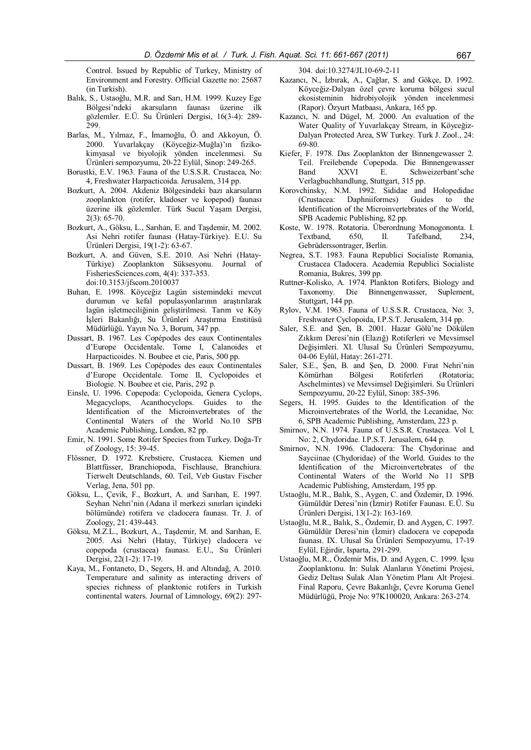Control. Issued by Republic of Turkey, Ministry of Environment and Forestry. Official Gazette no: 25687 (in Turkish).

Balık, S., Ustaoğlu, M.R. and Sarı, H.M. 1999. Kuzey Ege Bölgesi'ndeki akarsuların faunası üzerine ilk gözlemler. E.Ü. Su Ürünleri Dergisi, 16(3-4): 289-299.

Barlas, M., Yılmaz, F., İmamoğlu, Ö. and Akkoyun, Ö. 2000. Yuvarlakçay (Köyceğiz-Muğla)'ın fiziko-kimyasal ve biyolojik yönden incelenmesi. Su Ürünleri sempozyumu, 20-22 Eylül, Sinop: 249-265.

Borustki, E.V. 1963. Fauna of the U.S.S.R. Crustacea, No: 4, Freshwater Harpacticoida. Jerusalem, 314 pp.

Bozkurt, A. 2004. Akdeniz Bölgesindeki bazı akarsuların zooplankton (rotifer, kladoser ve kopepod) faunası üzerine ilk gözlemler. Türk Sucul Yaşam Dergisi, 2(3): 65-70.

Bozkurt, A., Göksu, L., Sarıhan, E. and Taşdemir, M. 2002. Asi Nehri rotifer faunası (Hatay-Türkiye). E.U. Su Ürünleri Dergisi, 19(1-2): 63-67.

Bozkurt, A. and Güven, S.E. 2010. Asi Nehri (Hatay-Türkiye) Zooplankton Süksesyonu. Journal of FisheriesSciences.com, 4(4): 337-353. doi:10.3153/jfscom.2010037

Buhan, E. 1998. Köyceğiz Lagün sistemindeki mevcut durumun ve kefal populasyonlarının araştırılarak lagün işletmeciliğinin geliştirilmesi. Tarım ve Köy İşleri Bakanlığı, Su Ürünleri Araştırma Enstitüsü Müdürlüğü. Yayın No. 3, Borum, 347 pp.

Dussart, B. 1967. Les Copépodes des eaux Continentales d'Europe Occidentale. Tome I, Calanoides et Harpacticoides. N. Boubee et cie, Paris, 500 pp.

Dussart, B. 1969. Les Copépodes des eaux Continentales d'Europe Occidentale. Tome II, Cyclopoides et Biologie. N. Boubee et cie, Paris, 292 p.

Einsle, U. 1996. Copepoda: Cyclopoida, Genera Cyclops, Megacyclops, Acanthocyclops. Guides to the Identification of the Microinvertebrates of the Continental Waters of the World No.10 SPB Academic Publishing, London, 82 pp.

Emir, N. 1991. Some Rotifer Species from Turkey. Doğa-Tr of Zoology, 15: 39-45.

Flössner, D. 1972. Krebstiere, Crustacea. Kiemen und Blattfüsser, Branchiopoda, Fischlause, Branchiura. Tierwelt Deutschlands, 60. Teil, Veb Gustav Fischer Verlag, Jena, 501 pp.

Göksu, L., Çevik, F., Bozkurt, A. and Sarıhan, E. 1997. Seyhan Nehri'nin (Adana il merkezi sınırları içindeki bölümünde) rotifera ve cladocera faunası. Tr. J. of Zoology, 21: 439-443.

Göksu, M.Z.L., Bozkurt, A., Taşdemir, M. and Sarıhan, E. 2005. Asi Nehri (Hatay, Türkiye) cladocera ve copepoda (crustacea) faunası. E.U., Su Ürünleri Dergisi, 22(1-2): 17-19.

Kaya, M., Fontaneto, D., Segers, H. and Altındağ, A. 2010. Temperature and salinity as interacting drivers of species richness of planktonic rotifers in Turkish continental waters. Journal of Limnology, 69(2): 297-304. doi:10.3274/JL10-69-2-11

Kazancı, N., İzbırak, A., Çağlar, S. and Gökçe, D. 1992. Köyceğiz-Dalyan özel çevre koruma bölgesi sucul ekosisteminin hidrobiyolojik yönden incelenmesi (Rapor). Özyurt Matbaası, Ankara, 165 pp.

Kazancı, N. and Dügel, M. 2000. An evaluation of the Water Quality of Yuvarlakçay Stream, in Köyceğiz-Dalyan Protected Area, SW Turkey. Turk J. Zool., 24: 69-80.

Kiefer, F. 1978. Das Zooplankton der Binnengewasser 2. Teil. Freilebende Copepoda. Die Binnengewasser Band XXVI E. Schweizerbant'sche Verlagbuchhandlung, Stuttgart, 315 pp.

Korovchinsky, N.M. 1992. Sididae and Holopedidae (Crustacea: Daphniiformes) Guides to the Identification of the Microinvertebrates of the World, SPB Academic Publishing, 82 pp.

Koste, W. 1978. Rotatoria. Überordnung Monogononta. I. Textband, 650, II. Tafelband, 234, Gebrüderssontrager, Berlin.

Negrea, S.T. 1983. Fauna Republici Socialiste Romania, Crustacea Cladocera. Academia Republici Socialiste Romania, Bukres, 399 pp.

Ruttner-Kolisko, A. 1974. Plankton Rotifers, Biology and Taxonomy. Die Binnengenwasser, Suplement, Stuttgart, 144 pp.

Rylov, V.M. 1963. Fauna of U.S.S.R. Crustacea, No: 3, Freshwater Cyclopoida, I.P.S.T. Jerusalem, 314 pp.

Saler, S.E. and Şen, B. 2001. Hazar Gölü'ne Dökülen Zıkkım Deresi'nin (Elazığ) Rotiferleri ve Mevsimsel Değişimleri. XI. Ulusal Su Ürünleri Sempozyumu, 04-06 Eylül, Hatay: 261-271.

Saler, S.E., Şen, B. and Şen, D. 2000. Fırat Nehri'nin Kömürhan Bölgesi Rotiferleri (Rotatoria; Aschelmintes) ve Mevsimsel Değişimleri. Su Ürünleri Sempozyumu, 20-22 Eylül, Sinop: 385-396.

Segers, H. 1995. Guides to the Identification of the Microinvertebrates of the World, the Lecanidae, No: 6, SPB Academic Publishing, Amsterdam, 223 p.

Smirnov, N.N. 1974. Fauna of U.S.S.R. Crustacea. Vol I, No: 2, Chydoridae. I.P.S.T. Jerusalem, 644 p.

Smirnov, N.N. 1996. Cladocera: The Chydorinae and Sayciinae (Chydoridae) of the World. Guides to the Identification of the Microinvertebrates of the Continental Waters of the World No 11 SPB Academic Publishing, Amsterdam, 195 pp.

Ustaoğlu, M.R., Balık, S., Aygen, C. and Özdemir, D. 1996. Gümüldür Deresi'nin (İzmir) Rotifer Faunası. E.Ü. Su Ürünleri Dergisi, 13(1-2): 163-169.

Ustaoğlu, M.R., Balık, S., Özdemir, D. and Aygen, C. 1997. Gümüldür Deresi'nin (İzmir) cladocera ve copepoda faunası. IX. Ulusal Su Ürünleri Sempozyumu, 17-19 Eylül, Eğirdir, Isparta, 291-299.

Ustaoğlu, M.R., Özdemir Mis, D. and Aygen, C. 1999. İçsu Zooplanktonu. In: Sulak Alanların Yönetimi Projesi, Gediz Deltası Sulak Alan Yönetim Planı Alt Projesi. Final Raporu, Çevre Bakanlığı, Çevre Koruma Genel Müdürlüğü, Proje No: 97K100020, Ankara: 263-274.